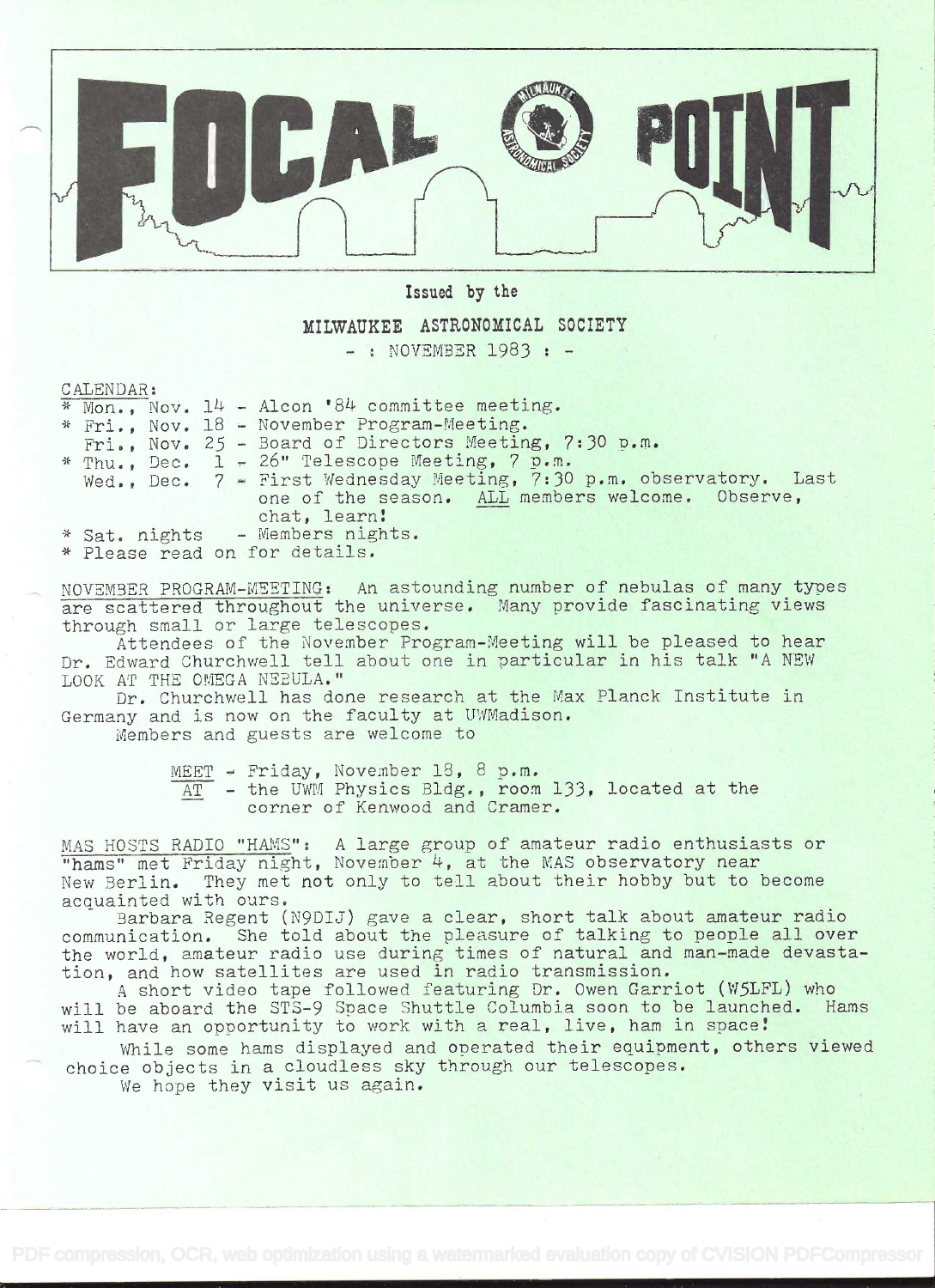# FOCAL POINT

Issued by the

MILWAUKEE ASTRONOMICAL SOCIETY

- : NOVEMBER 1983 : -

CALENDAR:

* Mon., Nov. 14 - Alcon '84 committee meeting.
* Fri., Nov. 18 - November Program-Meeting.
  Fri., Nov. 25 - Board of Directors Meeting, 7:30 p.m.
* Thu., Dec. 1 - 26" Telescope Meeting, 7 p.m.
  Wed., Dec. 7 - First Wednesday Meeting, 7:30 p.m. observatory. Last one of the season. ALL members welcome. Observe, chat, learn!
* Sat. nights - Members nights.
* Please read on for details.

NOVEMBER PROGRAM-MEETING: An astounding number of nebulas of many types are scattered throughout the universe. Many provide fascinating views through small or large telescopes.

Attendees of the November Program-Meeting will be pleased to hear Dr. Edward Churchwell tell about one in particular in his talk "A NEW LOOK AT THE OMEGA NEBULA."

Dr. Churchwell has done research at the Max Planck Institute in Germany and is now on the faculty at UWMadison.

Members and guests are welcome to

MEET - Friday, November 18, 8 p.m.
AT - the UWM Physics Bldg., room 133, located at the corner of Kenwood and Cramer.

MAS HOSTS RADIO "HAMS": A large group of amateur radio enthusiasts or "hams" met Friday night, November 4, at the MAS observatory near New Berlin. They met not only to tell about their hobby but to become acquainted with ours.

Barbara Regent (N9DIJ) gave a clear, short talk about amateur radio communication. She told about the pleasure of talking to people all over the world, amateur radio use during times of natural and man-made devastation, and how satellites are used in radio transmission.

A short video tape followed featuring Dr. Owen Garriot (W5LFL) who will be aboard the STS-9 Space Shuttle Columbia soon to be launched. Hams will have an opportunity to work with a real, live, ham in space!

While some hams displayed and operated their equipment, others viewed choice objects in a cloudless sky through our telescopes.

We hope they visit us again.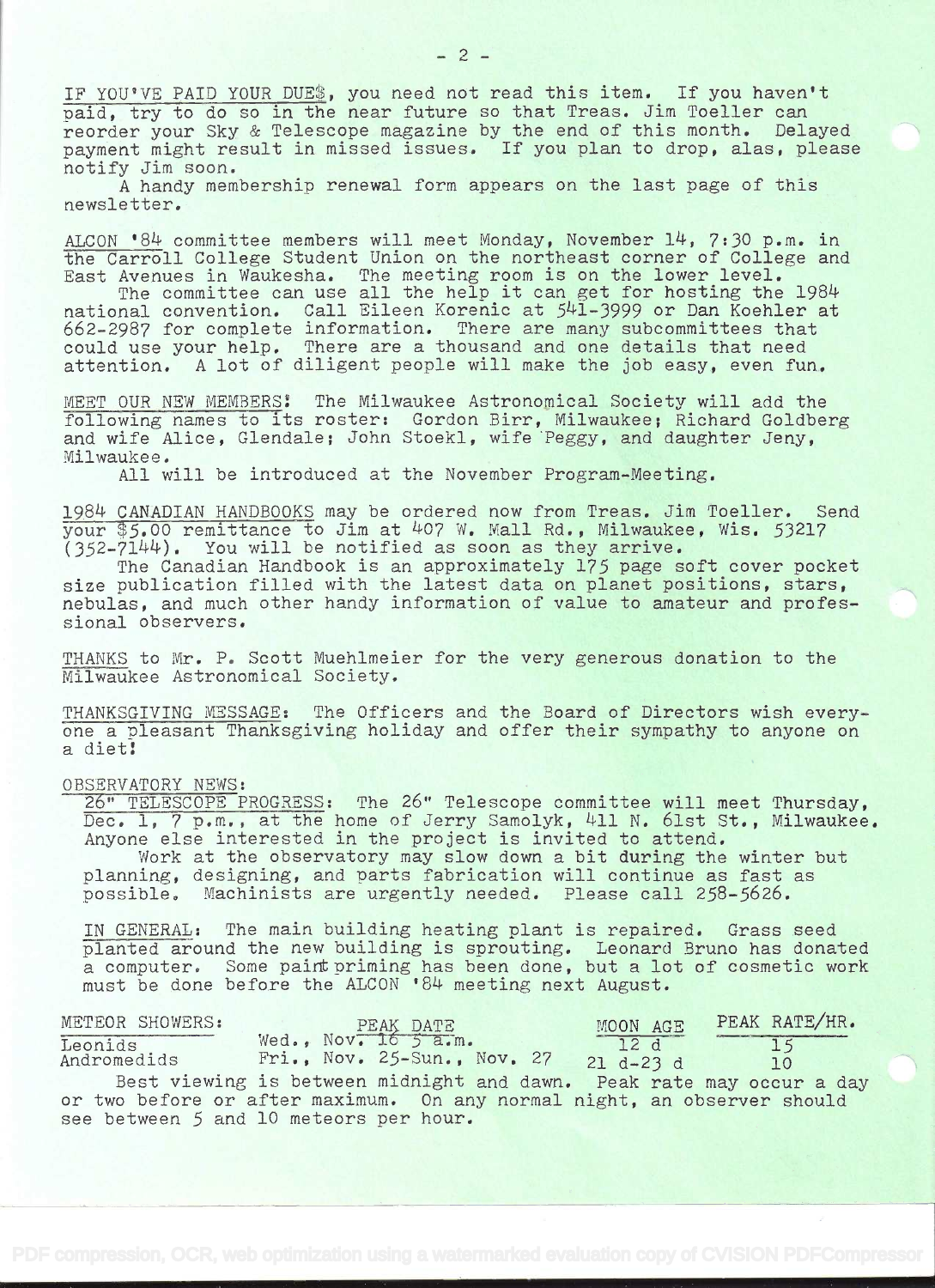IF YOU'VE PAID YOUR DUE$, you need not read this item. If you haven't paid, try to do so in the near future so that Treas. Jim Toeller can reorder your Sky & Telescope magazine by the end of this month. Delayed payment might result in missed issues. If you plan to drop, alas, please notify Jim soon.

A handy membership renewal form appears on the last page of this newsletter.

ALCON '84 committee members will meet Monday, November 14, 7:30 p.m. in the Carroll College Student Union on the northeast corner of College and East Avenues in Waukesha. The meeting room is on the lower level.

The committee can use all the help it can get for hosting the 1984 national convention. Call Eileen Korenic at 541-3999 or Dan Koehler at 662-2987 for complete information. There are many subcommittees that could use your help. There are a thousand and one details that need attention. A lot of diligent people will make the job easy, even fun.

MEET OUR NEW MEMBERS! The Milwaukee Astronomical Society will add the following names to its roster: Gordon Birr, Milwaukee; Richard Goldberg and wife Alice, Glendale; John Stoekl, wife Peggy, and daughter Jeny, Milwaukee.

All will be introduced at the November Program-Meeting.

1984 CANADIAN HANDBOOKS may be ordered now from Treas. Jim Toeller. Send your $5.00 remittance to Jim at 407 W. Mall Rd., Milwaukee, Wis. 53217 (352-7144). You will be notified as soon as they arrive.

The Canadian Handbook is an approximately 175 page soft cover pocket size publication filled with the latest data on planet positions, stars, nebulas, and much other handy information of value to amateur and professional observers.

THANKS to Mr. P. Scott Muehlmeier for the very generous donation to the Milwaukee Astronomical Society.

THANKSGIVING MESSAGE: The Officers and the Board of Directors wish everyone a pleasant Thanksgiving holiday and offer their sympathy to anyone on a diet!

OBSERVATORY NEWS:

26" TELESCOPE PROGRESS: The 26" Telescope committee will meet Thursday, Dec. 1, 7 p.m., at the home of Jerry Samolyk, 411 N. 61st St., Milwaukee. Anyone else interested in the project is invited to attend.

Work at the observatory may slow down a bit during the winter but planning, designing, and parts fabrication will continue as fast as possible. Machinists are urgently needed. Please call 258-5626.

IN GENERAL: The main building heating plant is repaired. Grass seed planted around the new building is sprouting. Leonard Bruno has donated a computer. Some paint priming has been done, but a lot of cosmetic work must be done before the ALCON '84 meeting next August.

| METEOR SHOWERS: | PEAK DATE | MOON AGE | PEAK RATE/HR. |
|---|---|---|---|
| Leonids | Wed., Nov. 16 5 a.m. | 12 d | 15 |
| Andromedids | Fri., Nov. 25-Sun., Nov. 27 | 21 d-23 d | 10 |

Best viewing is between midnight and dawn. Peak rate may occur a day or two before or after maximum. On any normal night, an observer should see between 5 and 10 meteors per hour.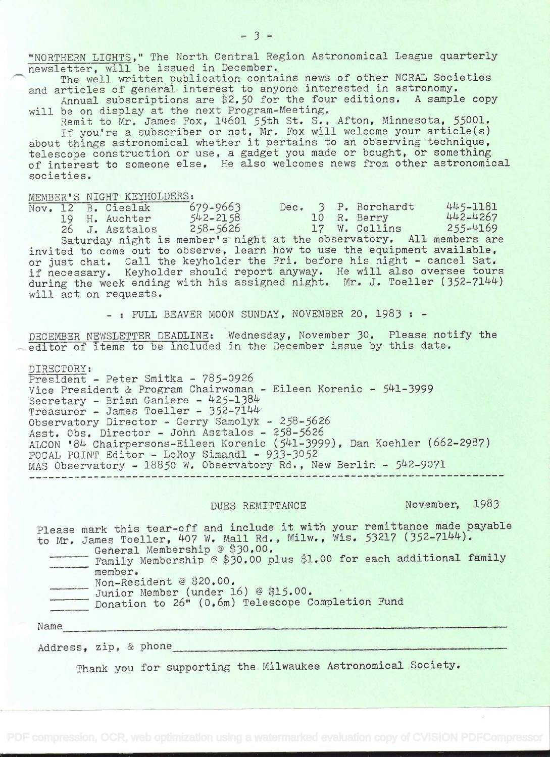"NORTHERN LIGHTS," The North Central Region Astronomical League quarterly newsletter, will be issued in December.

The well written publication contains news of other NCRAL Societies and articles of general interest to anyone interested in astronomy.

Annual subscriptions are $2.50 for the four editions. A sample copy will be on display at the next Program-Meeting.

Remit to Mr. James Fox, 14601 55th St. S., Afton, Minnesota, 55001.

If you're a subscriber or not, Mr. Fox will welcome your article(s) about things astronomical whether it pertains to an observing technique, telescope construction or use, a gadget you made or bought, or something of interest to someone else. He also welcomes news from other astronomical societies.

MEMBER'S NIGHT KEYHOLDERS:

| | | | | | |
|---|---|---|---|---|---|
| Nov. 12 | B. Cieslak | 679-9663 | Dec. 3 | P. Borchardt | 445-1181 |
| 19 | H. Auchter | 542-2158 | 10 | R. Berry | 442-4267 |
| 26 | J. Asztalos | 258-5626 | 17 | W. Collins | 255-4169 |

Saturday night is member's night at the observatory. All members are invited to come out to observe, learn how to use the equipment available, or just chat. Call the keyholder the Fri. before his night - cancel Sat. if necessary. Keyholder should report anyway. He will also oversee tours during the week ending with his assigned night. Mr. J. Toeller (352-7144) will act on requests.

- : FULL BEAVER MOON SUNDAY, NOVEMBER 20, 1983 : -

DECEMBER NEWSLETTER DEADLINE: Wednesday, November 30. Please notify the editor of items to be included in the December issue by this date.

DIRECTORY:

President - Peter Smitka - 785-0926
Vice President & Program Chairwoman - Eileen Korenic - 541-3999
Secretary - Brian Ganiere - 425-1384
Treasurer - James Toeller - 352-7144
Observatory Director - Gerry Samolyk - 258-5626
Asst. Obs. Director - John Asztalos - 258-5626
ALCON '84 Chairpersons-Eileen Korenic (541-3999), Dan Koehler (662-2987)
FOCAL POINT Editor - LeRoy Simandl - 933-3052
MAS Observatory - 18850 W. Observatory Rd., New Berlin - 542-9071

---

DUES REMITTANCE — November, 1983

Please mark this tear-off and include it with your remittance made payable to Mr. James Toeller, 407 W. Mall Rd., Milw., Wis. 53217 (352-7144).

_______ General Membership @ $30.00.
_______ Family Membership @ $30.00 plus $1.00 for each additional family member.
_______ Non-Resident @ $20.00.
_______ Junior Member (under 16) @ $15.00.
_______ Donation to 26" (0.6m) Telescope Completion Fund

Name_______________________________________________

Address, zip, & phone_______________________________

Thank you for supporting the Milwaukee Astronomical Society.